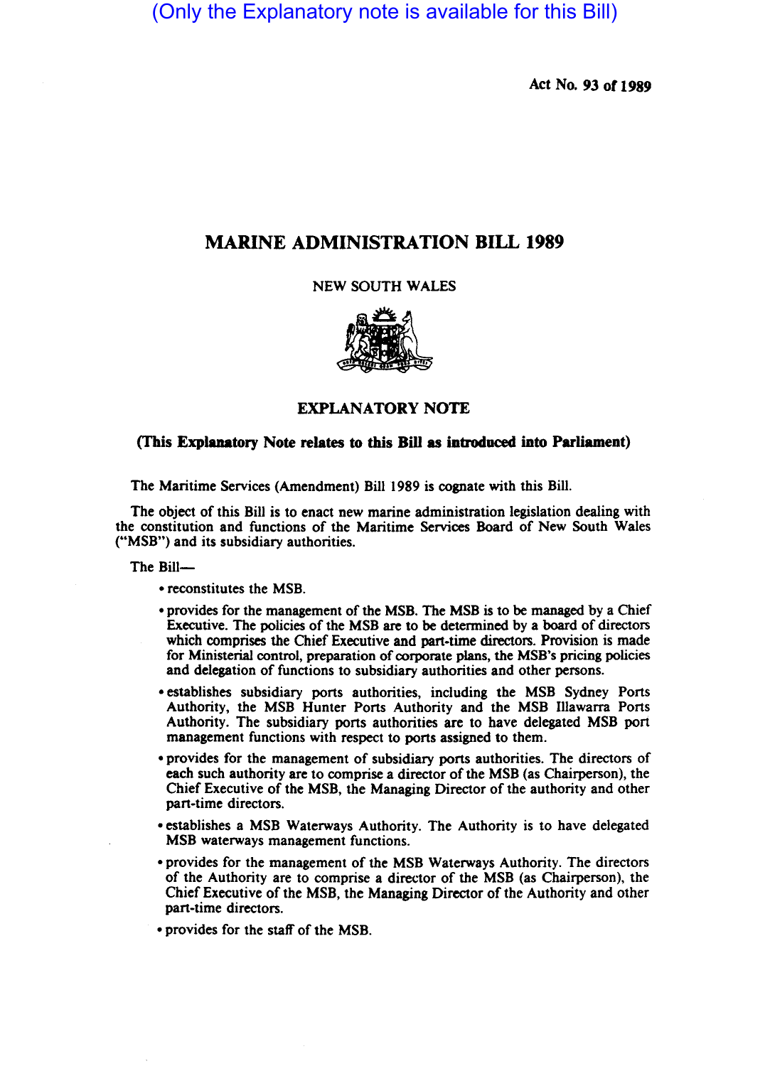(Only the Explanatory note is available for this Bill)

Act No. 93 of 1989

# MARINE ADMINISTRATION BILL 1989

NEW SOUTH WALES

## EXPLANATORY NOTE

**(This Explanatory Note relates to this Bill as introduced into Parliament)**

The Maritime Services (Amendment) Bill 1989 is cognate with this Bill.

The object of this Bill is to enact new marine administration legislation dealing with the constitution and functions of the Maritime Services Board of New South Wales ("MSB") and its subsidiary authorities.

The Bill—

- reconstitutes the MSB.
- provides for the management of the MSB. The MSB is to be managed by a Chief Executive. The policies of the MSB are to be determined by a board of directors which comprises the Chief Executive and part-time directors. Provision is made for Ministerial control, preparation of corporate plans, the MSB's pricing policies and delegation of functions to subsidiary authorities and other persons.
- establishes subsidiary ports authorities, including the MSB Sydney Ports Authority, the MSB Hunter Ports Authority and the MSB Illawarra Ports Authority. The subsidiary ports authorities are to have delegated MSB port management functions with respect to ports assigned to them.
- provides for the management of subsidiary ports authorities. The directors of each such authority are to comprise a director of the MSB (as Chairperson), the Chief Executive of the MSB, the Managing Director of the authority and other part-time directors.
- establishes a MSB Waterways Authority. The Authority is to have delegated MSB waterways management functions.
- provides for the management of the MSB Waterways Authority. The directors of the Authority are to comprise a director of the MSB (as Chairperson), the Chief Executive of the MSB, the Managing Director of the Authority and other part-time directors.
- provides for the staff of the MSB.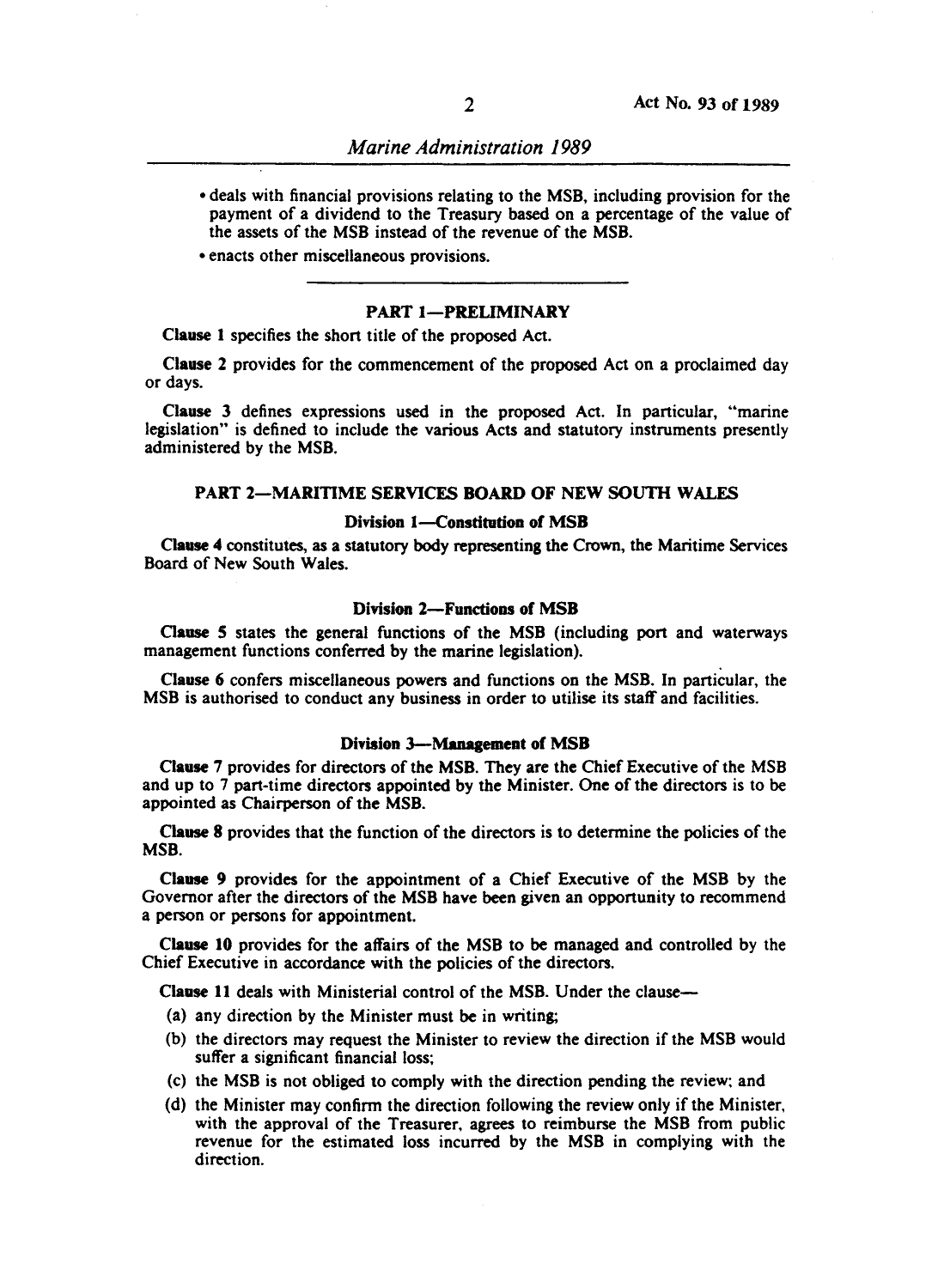- deals with financial provisions relating to the MSB, including provision for the payment of a dividend to the Treasury based on a percentage of the value of the assets of the MSB instead of the revenue of the MSB.
- enacts other miscellaneous provisions.

## PART 1—PRELIMINARY

**Clause 1** specifies the short title of the proposed Act.

**Clause 2** provides for the commencement of the proposed Act on a proclaimed day or days.

**Clause 3** defines expressions used in the proposed Act. In particular, "marine legislation" is defined to include the various Acts and statutory instruments presently administered by the MSB.

## PART 2—MARITIME SERVICES BOARD OF NEW SOUTH WALES

### Division 1—Constitution of MSB

**Clause 4** constitutes, as a statutory body representing the Crown, the Maritime Services Board of New South Wales.

### Division 2—Functions of MSB

**Clause 5** states the general functions of the MSB (including port and waterways management functions conferred by the marine legislation).

**Clause 6** confers miscellaneous powers and functions on the MSB. In particular, the MSB is authorised to conduct any business in order to utilise its staff and facilities.

### Division 3—Management of MSB

**Clause 7** provides for directors of the MSB. They are the Chief Executive of the MSB and up to 7 part-time directors appointed by the Minister. One of the directors is to be appointed as Chairperson of the MSB.

**Clause 8** provides that the function of the directors is to determine the policies of the MSB.

**Clause 9** provides for the appointment of a Chief Executive of the MSB by the Governor after the directors of the MSB have been given an opportunity to recommend a person or persons for appointment.

**Clause 10** provides for the affairs of the MSB to be managed and controlled by the Chief Executive in accordance with the policies of the directors.

**Clause 11** deals with Ministerial control of the MSB. Under the clause—

(a) any direction by the Minister must be in writing;

(b) the directors may request the Minister to review the direction if the MSB would suffer a significant financial loss;

(c) the MSB is not obliged to comply with the direction pending the review; and

(d) the Minister may confirm the direction following the review only if the Minister, with the approval of the Treasurer, agrees to reimburse the MSB from public revenue for the estimated loss incurred by the MSB in complying with the direction.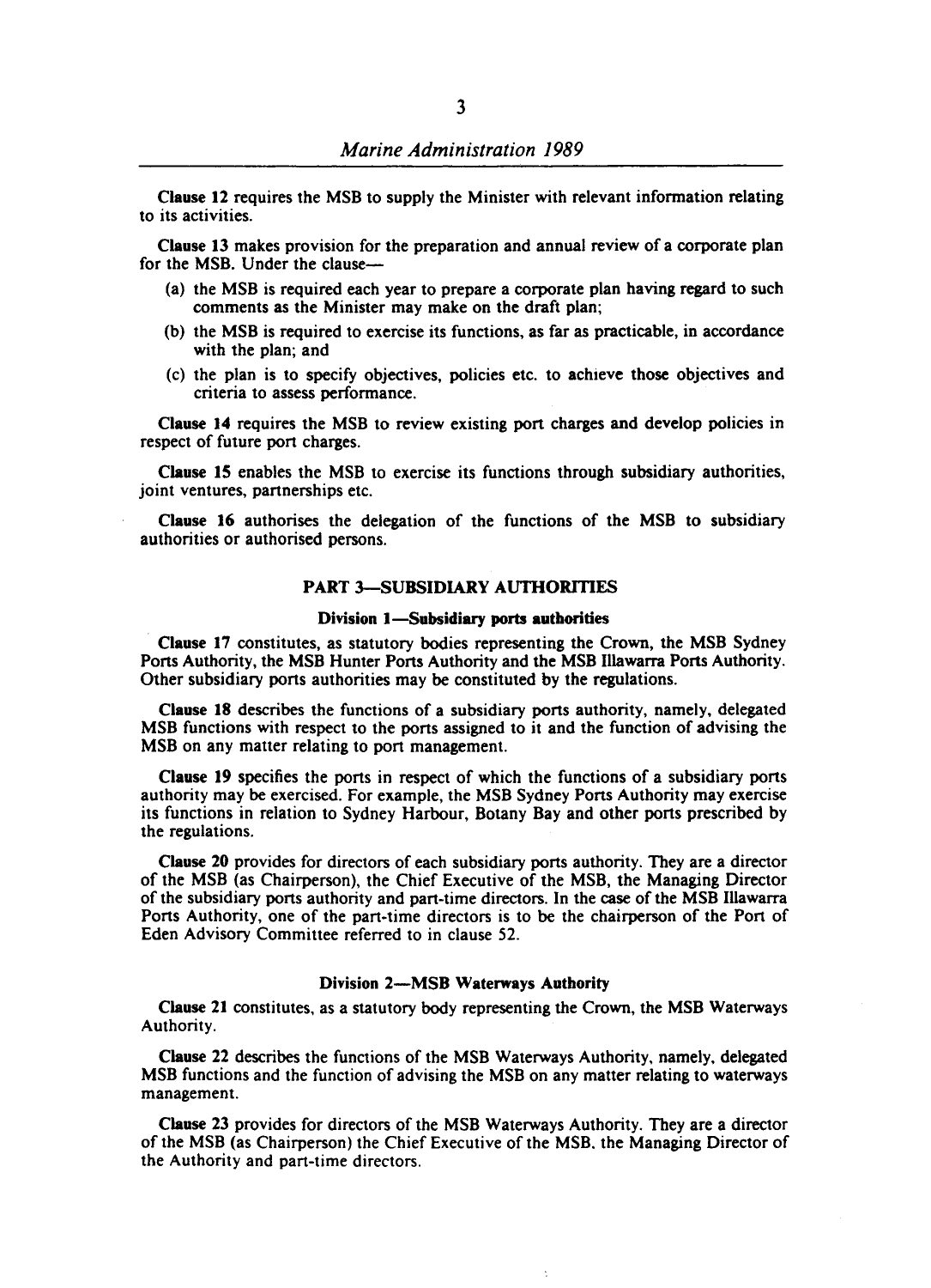**Clause 12** requires the MSB to supply the Minister with relevant information relating to its activities.

**Clause 13** makes provision for the preparation and annual review of a corporate plan for the MSB. Under the clause—

- (a) the MSB is required each year to prepare a corporate plan having regard to such comments as the Minister may make on the draft plan;
- (b) the MSB is required to exercise its functions, as far as practicable, in accordance with the plan; and
- (c) the plan is to specify objectives, policies etc. to achieve those objectives and criteria to assess performance.

**Clause 14** requires the MSB to review existing port charges and develop policies in respect of future port charges.

**Clause 15** enables the MSB to exercise its functions through subsidiary authorities, joint ventures, partnerships etc.

**Clause 16** authorises the delegation of the functions of the MSB to subsidiary authorities or authorised persons.

## PART 3—SUBSIDIARY AUTHORITIES

### Division 1—Subsidiary ports authorities

**Clause 17** constitutes, as statutory bodies representing the Crown, the MSB Sydney Ports Authority, the MSB Hunter Ports Authority and the MSB Illawarra Ports Authority. Other subsidiary ports authorities may be constituted by the regulations.

**Clause 18** describes the functions of a subsidiary ports authority, namely, delegated MSB functions with respect to the ports assigned to it and the function of advising the MSB on any matter relating to port management.

**Clause 19** specifies the ports in respect of which the functions of a subsidiary ports authority may be exercised. For example, the MSB Sydney Ports Authority may exercise its functions in relation to Sydney Harbour, Botany Bay and other ports prescribed by the regulations.

**Clause 20** provides for directors of each subsidiary ports authority. They are a director of the MSB (as Chairperson), the Chief Executive of the MSB, the Managing Director of the subsidiary ports authority and part-time directors. In the case of the MSB Illawarra Ports Authority, one of the part-time directors is to be the chairperson of the Port of Eden Advisory Committee referred to in clause 52.

### Division 2—MSB Waterways Authority

**Clause 21** constitutes, as a statutory body representing the Crown, the MSB Waterways Authority.

**Clause 22** describes the functions of the MSB Waterways Authority, namely, delegated MSB functions and the function of advising the MSB on any matter relating to waterways management.

**Clause 23** provides for directors of the MSB Waterways Authority. They are a director of the MSB (as Chairperson) the Chief Executive of the MSB, the Managing Director of the Authority and part-time directors.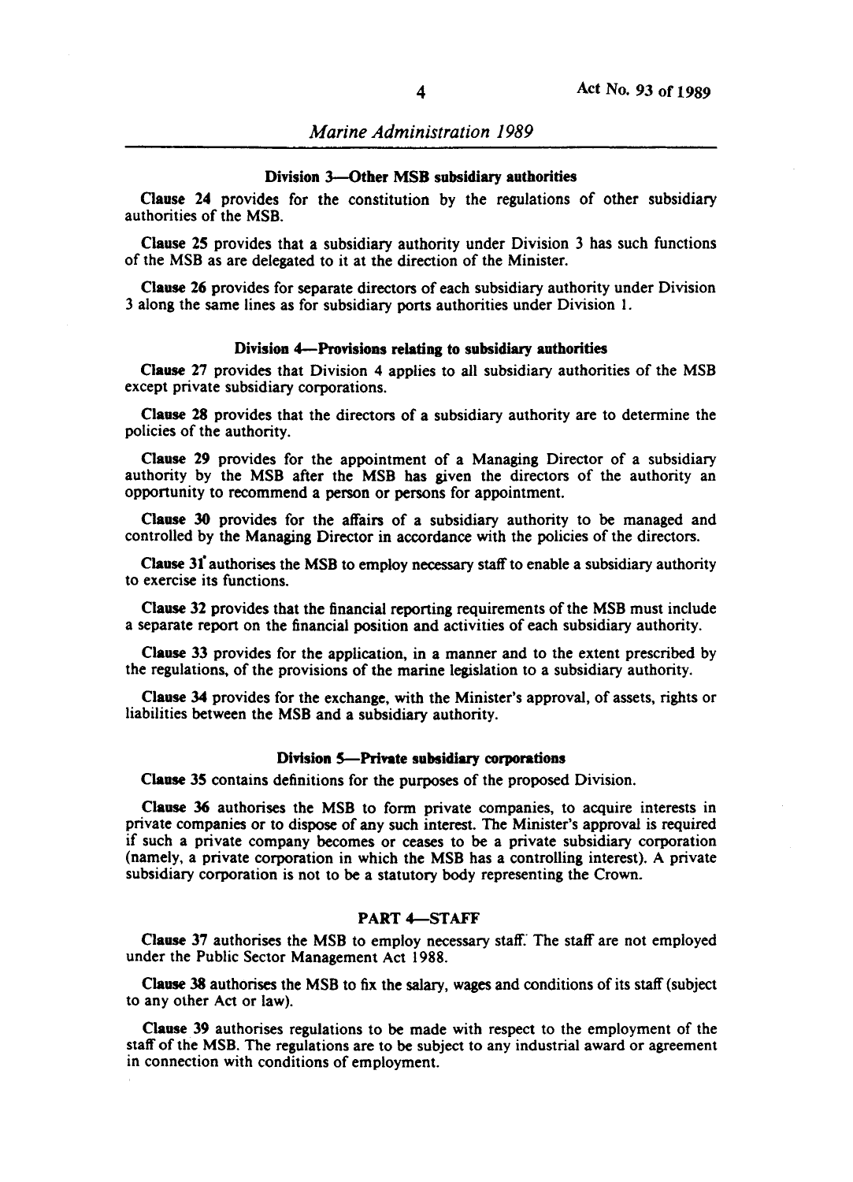### Division 3—Other MSB subsidiary authorities

**Clause 24** provides for the constitution by the regulations of other subsidiary authorities of the MSB.

**Clause 25** provides that a subsidiary authority under Division 3 has such functions of the MSB as are delegated to it at the direction of the Minister.

**Clause 26** provides for separate directors of each subsidiary authority under Division 3 along the same lines as for subsidiary ports authorities under Division 1.

### Division 4—Provisions relating to subsidiary authorities

**Clause 27** provides that Division 4 applies to all subsidiary authorities of the MSB except private subsidiary corporations.

**Clause 28** provides that the directors of a subsidiary authority are to determine the policies of the authority.

**Clause 29** provides for the appointment of a Managing Director of a subsidiary authority by the MSB after the MSB has given the directors of the authority an opportunity to recommend a person or persons for appointment.

**Clause 30** provides for the affairs of a subsidiary authority to be managed and controlled by the Managing Director in accordance with the policies of the directors.

**Clause 31** authorises the MSB to employ necessary staff to enable a subsidiary authority to exercise its functions.

**Clause 32** provides that the financial reporting requirements of the MSB must include a separate report on the financial position and activities of each subsidiary authority.

**Clause 33** provides for the application, in a manner and to the extent prescribed by the regulations, of the provisions of the marine legislation to a subsidiary authority.

**Clause 34** provides for the exchange, with the Minister's approval, of assets, rights or liabilities between the MSB and a subsidiary authority.

### Division 5—Private subsidiary corporations

**Clause 35** contains definitions for the purposes of the proposed Division.

**Clause 36** authorises the MSB to form private companies, to acquire interests in private companies or to dispose of any such interest. The Minister's approval is required if such a private company becomes or ceases to be a private subsidiary corporation (namely, a private corporation in which the MSB has a controlling interest). A private subsidiary corporation is not to be a statutory body representing the Crown.

## PART 4—STAFF

**Clause 37** authorises the MSB to employ necessary staff. The staff are not employed under the Public Sector Management Act 1988.

**Clause 38** authorises the MSB to fix the salary, wages and conditions of its staff (subject to any other Act or law).

**Clause 39** authorises regulations to be made with respect to the employment of the staff of the MSB. The regulations are to be subject to any industrial award or agreement in connection with conditions of employment.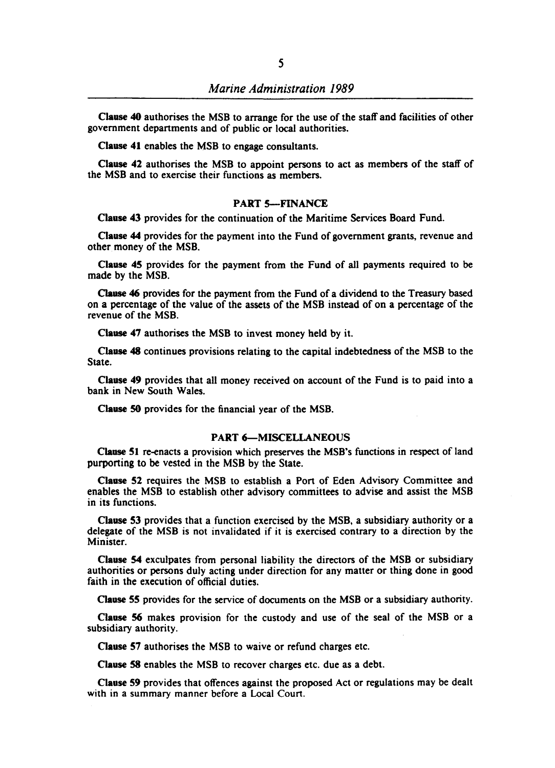**Clause 40** authorises the MSB to arrange for the use of the staff and facilities of other government departments and of public or local authorities.

**Clause 41** enables the MSB to engage consultants.

**Clause 42** authorises the MSB to appoint persons to act as members of the staff of the MSB and to exercise their functions as members.

## PART 5—FINANCE

**Clause 43** provides for the continuation of the Maritime Services Board Fund.

**Clause 44** provides for the payment into the Fund of government grants, revenue and other money of the MSB.

**Clause 45** provides for the payment from the Fund of all payments required to be made by the MSB.

**Clause 46** provides for the payment from the Fund of a dividend to the Treasury based on a percentage of the value of the assets of the MSB instead of on a percentage of the revenue of the MSB.

**Clause 47** authorises the MSB to invest money held by it.

**Clause 48** continues provisions relating to the capital indebtedness of the MSB to the State.

**Clause 49** provides that all money received on account of the Fund is to paid into a bank in New South Wales.

**Clause 50** provides for the financial year of the MSB.

## PART 6—MISCELLANEOUS

**Clause 51** re-enacts a provision which preserves the MSB's functions in respect of land purporting to be vested in the MSB by the State.

**Clause 52** requires the MSB to establish a Port of Eden Advisory Committee and enables the MSB to establish other advisory committees to advise and assist the MSB in its functions.

**Clause 53** provides that a function exercised by the MSB, a subsidiary authority or a delegate of the MSB is not invalidated if it is exercised contrary to a direction by the Minister.

**Clause 54** exculpates from personal liability the directors of the MSB or subsidiary authorities or persons duly acting under direction for any matter or thing done in good faith in the execution of official duties.

**Clause 55** provides for the service of documents on the MSB or a subsidiary authority.

**Clause 56** makes provision for the custody and use of the seal of the MSB or a subsidiary authority.

**Clause 57** authorises the MSB to waive or refund charges etc.

**Clause 58** enables the MSB to recover charges etc. due as a debt.

**Clause 59** provides that offences against the proposed Act or regulations may be dealt with in a summary manner before a Local Court.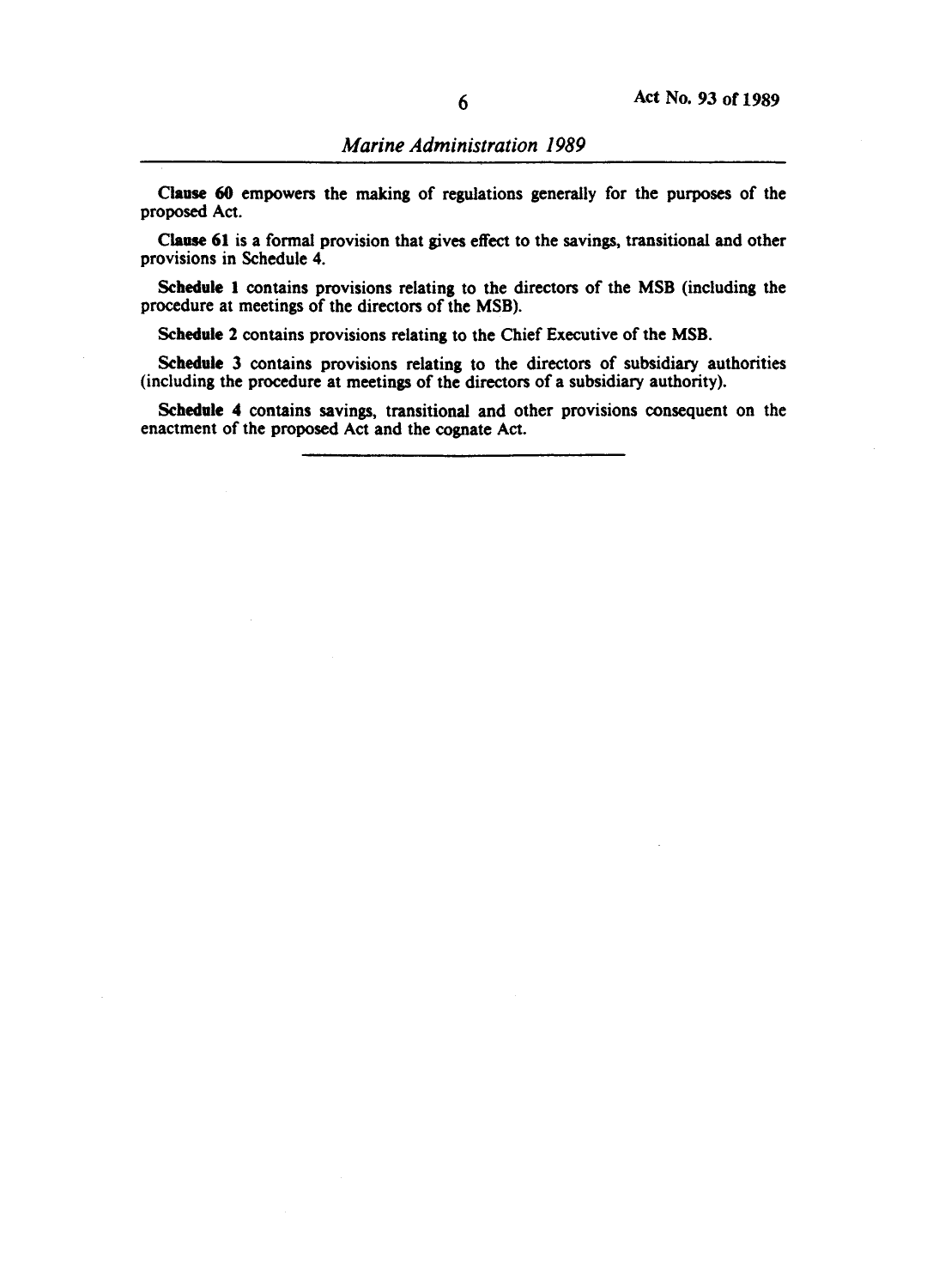**Clause 60** empowers the making of regulations generally for the purposes of the proposed Act.

**Clause 61** is a formal provision that gives effect to the savings, transitional and other provisions in Schedule 4.

**Schedule 1** contains provisions relating to the directors of the MSB (including the procedure at meetings of the directors of the MSB).

**Schedule 2** contains provisions relating to the Chief Executive of the MSB.

**Schedule 3** contains provisions relating to the directors of subsidiary authorities (including the procedure at meetings of the directors of a subsidiary authority).

**Schedule 4** contains savings, transitional and other provisions consequent on the enactment of the proposed Act and the cognate Act.